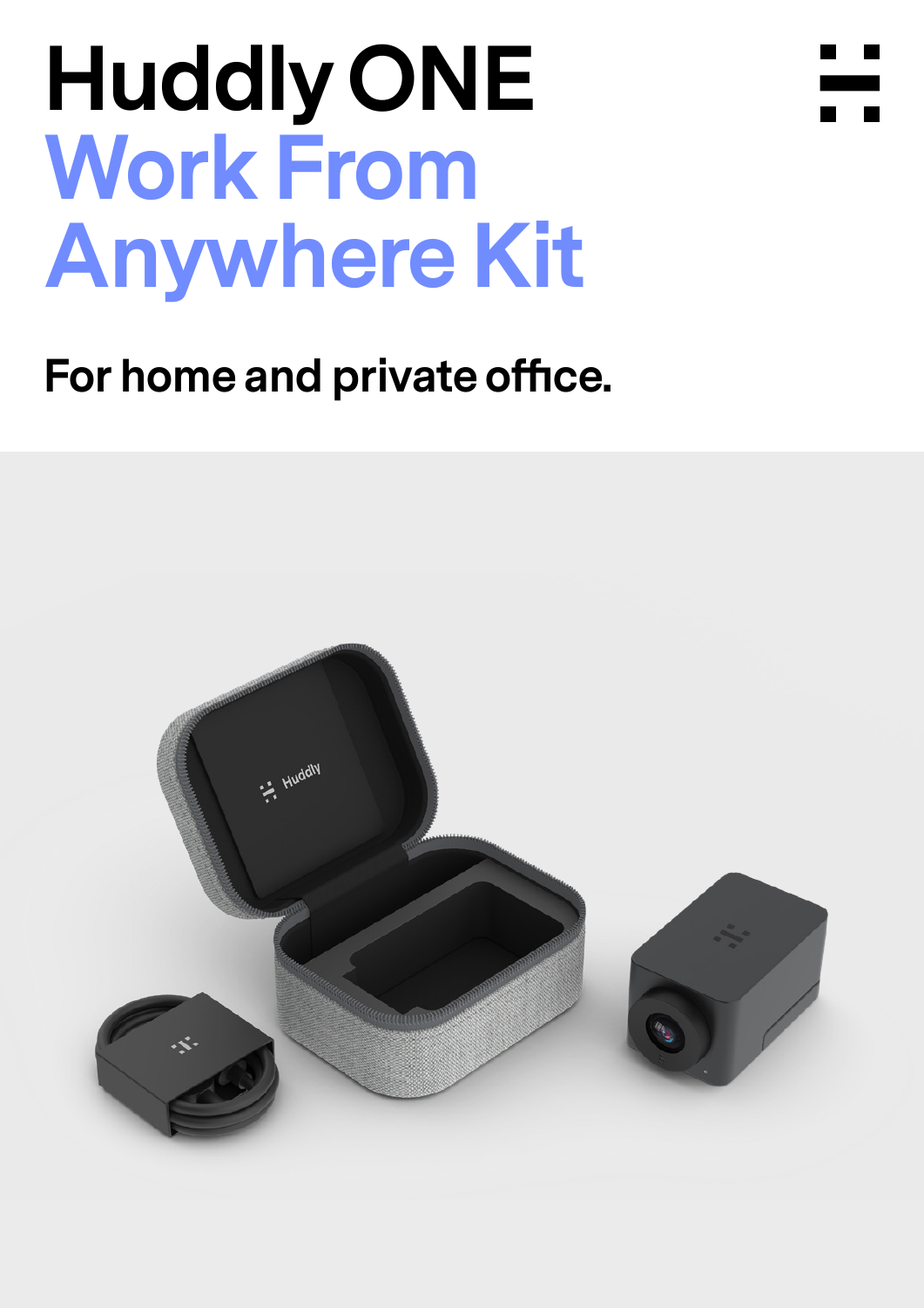# Huddly ONE

# Work From Anywhere Kit

**For home and private office.**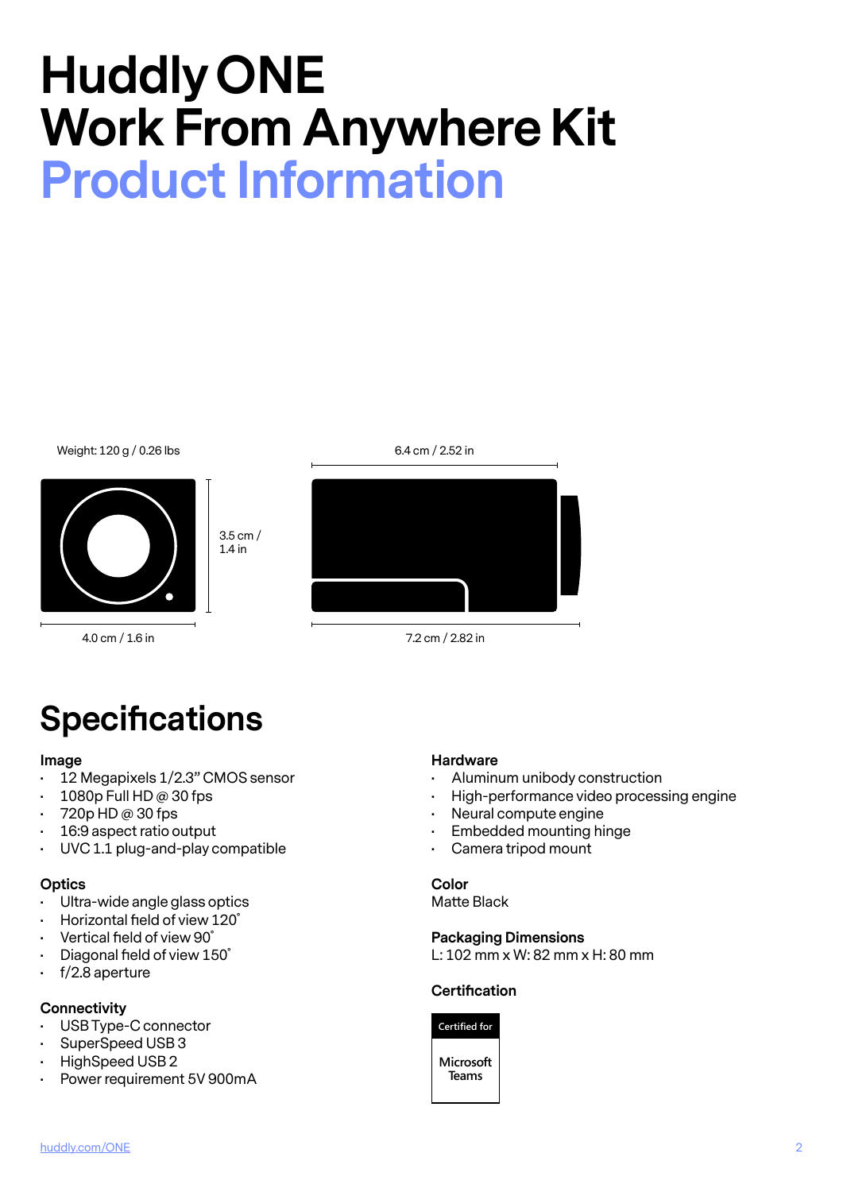# Huddly ONE
# Work From Anywhere Kit
# Product Information

Weight: 120 g / 0.26 lbs

6.4 cm / 2.52 in

3.5 cm / 1.4 in

4.0 cm / 1.6 in

7.2 cm / 2.82 in

## Specifications

**Image**

- 12 Megapixels 1/2.3" CMOS sensor
- 1080p Full HD @ 30 fps
- 720p HD @ 30 fps
- 16:9 aspect ratio output
- UVC 1.1 plug-and-play compatible

**Optics**

- Ultra-wide angle glass optics
- Horizontal field of view 120˚
- Vertical field of view 90˚
- Diagonal field of view 150˚
- f/2.8 aperture

**Connectivity**

- USB Type-C connector
- SuperSpeed USB 3
- HighSpeed USB 2
- Power requirement 5V 900mA

**Hardware**

- Aluminum unibody construction
- High-performance video processing engine
- Neural compute engine
- Embedded mounting hinge
- Camera tripod mount

**Color**

Matte Black

**Packaging Dimensions**

L: 102 mm x W: 82 mm x H: 80 mm

**Certification**

Certified for Microsoft Teams

huddly.com/ONE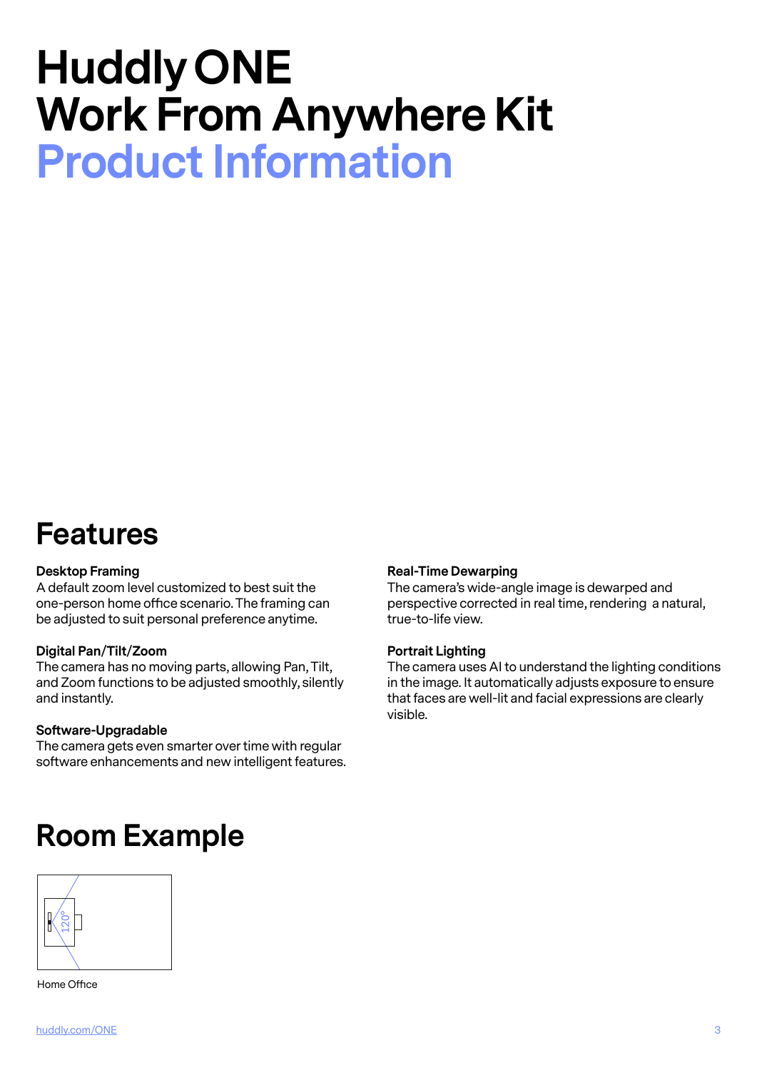# Huddly ONE
# Work From Anywhere Kit
# Product Information

## Features

**Desktop Framing**
A default zoom level customized to best suit the one-person home office scenario. The framing can be adjusted to suit personal preference anytime.

**Digital Pan/Tilt/Zoom**
The camera has no moving parts, allowing Pan, Tilt, and Zoom functions to be adjusted smoothly, silently and instantly.

**Software-Upgradable**
The camera gets even smarter over time with regular software enhancements and new intelligent features.

**Real-Time Dewarping**
The camera's wide-angle image is dewarped and perspective corrected in real time, rendering a natural, true-to-life view.

**Portrait Lighting**
The camera uses AI to understand the lighting conditions in the image. It automatically adjusts exposure to ensure that faces are well-lit and facial expressions are clearly visible.

## Room Example

120°

Home Office

huddly.com/ONE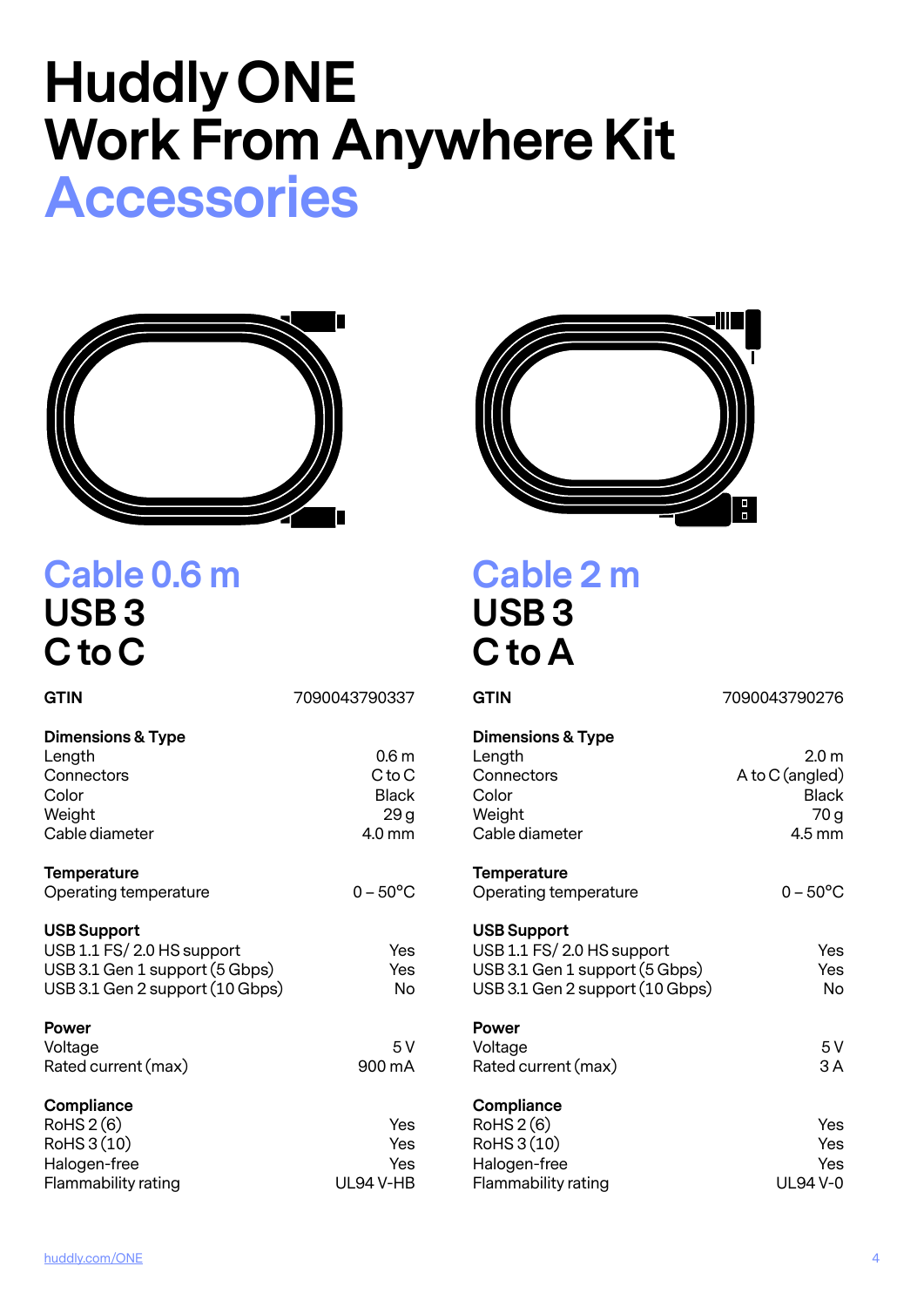# Huddly ONE Work From Anywhere Kit Accessories

## Cable 0.6 m USB 3 C to C

| | |
|---|---|
| **GTIN** | 7090043790337 |
| **Dimensions & Type** | |
| Length | 0.6 m |
| Connectors | C to C |
| Color | Black |
| Weight | 29 g |
| Cable diameter | 4.0 mm |
| **Temperature** | |
| Operating temperature | 0 – 50°C |
| **USB Support** | |
| USB 1.1 FS/ 2.0 HS support | Yes |
| USB 3.1 Gen 1 support (5 Gbps) | Yes |
| USB 3.1 Gen 2 support (10 Gbps) | No |
| **Power** | |
| Voltage | 5 V |
| Rated current (max) | 900 mA |
| **Compliance** | |
| RoHS 2 (6) | Yes |
| RoHS 3 (10) | Yes |
| Halogen-free | Yes |
| Flammability rating | UL94 V-HB |

## Cable 2 m USB 3 C to A

| | |
|---|---|
| **GTIN** | 7090043790276 |
| **Dimensions & Type** | |
| Length | 2.0 m |
| Connectors | A to C (angled) |
| Color | Black |
| Weight | 70 g |
| Cable diameter | 4.5 mm |
| **Temperature** | |
| Operating temperature | 0 – 50°C |
| **USB Support** | |
| USB 1.1 FS/ 2.0 HS support | Yes |
| USB 3.1 Gen 1 support (5 Gbps) | Yes |
| USB 3.1 Gen 2 support (10 Gbps) | No |
| **Power** | |
| Voltage | 5 V |
| Rated current (max) | 3 A |
| **Compliance** | |
| RoHS 2 (6) | Yes |
| RoHS 3 (10) | Yes |
| Halogen-free | Yes |
| Flammability rating | UL94 V-0 |

huddly.com/ONE